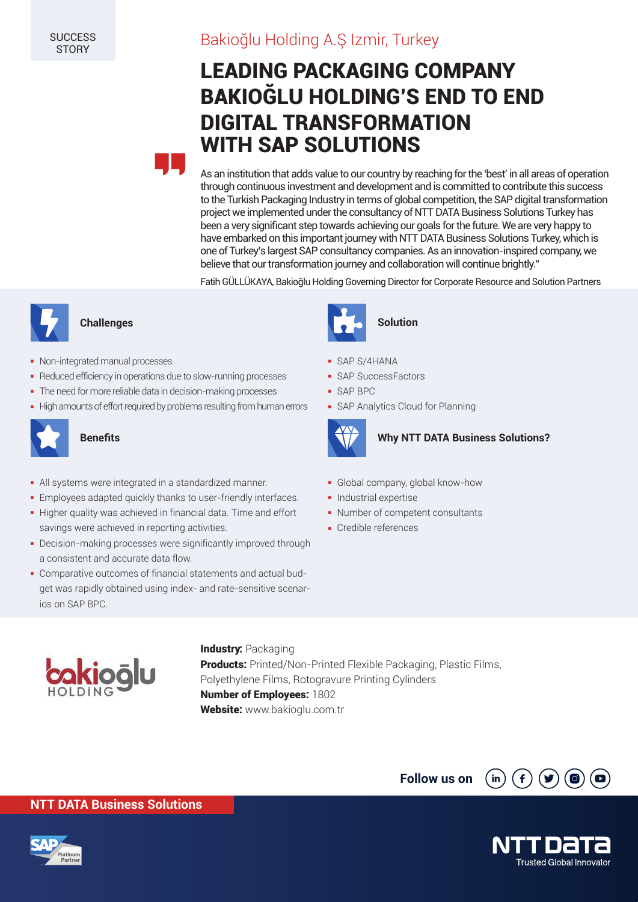SUCCESS STORY

Bakioğlu Holding A.Ş Izmir, Turkey

# LEADING PACKAGING COMPANY BAKIOĞLU HOLDING'S END TO END DIGITAL TRANSFORMATION WITH SAP SOLUTIONS

"As an institution that adds value to our country by reaching for the 'best' in all areas of operation through continuous investment and development and is committed to contribute this success to the Turkish Packaging Industry in terms of global competition, the SAP digital transformation project we implemented under the consultancy of NTT DATA Business Solutions Turkey has been a very significant step towards achieving our goals for the future. We are very happy to have embarked on this important journey with NTT DATA Business Solutions Turkey, which is one of Turkey's largest SAP consultancy companies. As an innovation-inspired company, we believe that our transformation journey and collaboration will continue brightly."

Fatih GÜLLÜKAYA, Bakioğlu Holding Governing Director for Corporate Resource and Solution Partners

## Challenges

- Non-integrated manual processes
- Reduced efficiency in operations due to slow-running processes
- The need for more reliable data in decision-making processes
- High amounts of effort required by problems resulting from human errors

## Benefits

- All systems were integrated in a standardized manner.
- Employees adapted quickly thanks to user-friendly interfaces.
- Higher quality was achieved in financial data. Time and effort savings were achieved in reporting activities.
- Decision-making processes were significantly improved through a consistent and accurate data flow.
- Comparative outcomes of financial statements and actual budget was rapidly obtained using index- and rate-sensitive scenarios on SAP BPC.

## Solution

- SAP S/4HANA
- SAP SuccessFactors
- SAP BPC
- SAP Analytics Cloud for Planning

## Why NTT DATA Business Solutions?

- Global company, global know-how
- Industrial expertise
- Number of competent consultants
- Credible references

**Industry:** Packaging
**Products:** Printed/Non-Printed Flexible Packaging, Plastic Films, Polyethylene Films, Rotogravure Printing Cylinders
**Number of Employees:** 1802
**Website:** www.bakioglu.com.tr

Follow us on

NTT DATA Business Solutions

NTT DATA Trusted Global Innovator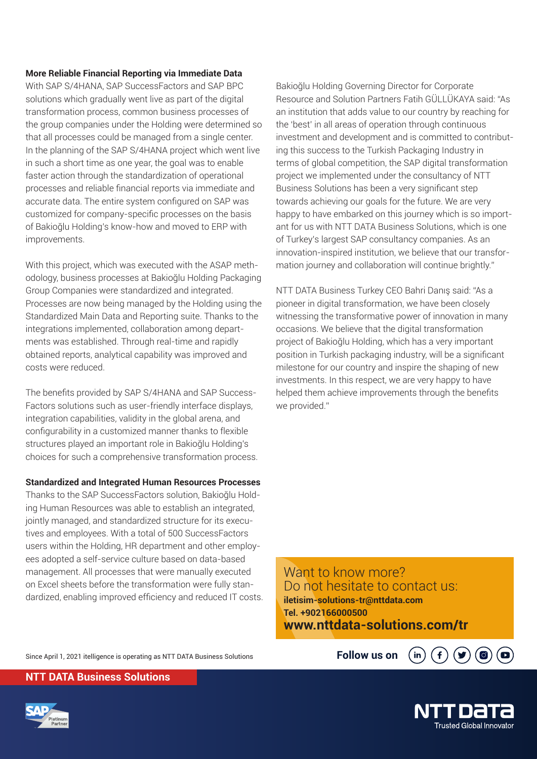### More Reliable Financial Reporting via Immediate Data

With SAP S/4HANA, SAP SuccessFactors and SAP BPC solutions which gradually went live as part of the digital transformation process, common business processes of the group companies under the Holding were determined so that all processes could be managed from a single center. In the planning of the SAP S/4HANA project which went live in such a short time as one year, the goal was to enable faster action through the standardization of operational processes and reliable financial reports via immediate and accurate data. The entire system configured on SAP was customized for company-specific processes on the basis of Bakioğlu Holding's know-how and moved to ERP with improvements.

With this project, which was executed with the ASAP methodology, business processes at Bakioğlu Holding Packaging Group Companies were standardized and integrated. Processes are now being managed by the Holding using the Standardized Main Data and Reporting suite. Thanks to the integrations implemented, collaboration among departments was established. Through real-time and rapidly obtained reports, analytical capability was improved and costs were reduced.

The benefits provided by SAP S/4HANA and SAP SuccessFactors solutions such as user-friendly interface displays, integration capabilities, validity in the global arena, and configurability in a customized manner thanks to flexible structures played an important role in Bakioğlu Holding's choices for such a comprehensive transformation process.

### Standardized and Integrated Human Resources Processes

Thanks to the SAP SuccessFactors solution, Bakioğlu Holding Human Resources was able to establish an integrated, jointly managed, and standardized structure for its executives and employees. With a total of 500 SuccessFactors users within the Holding, HR department and other employees adopted a self-service culture based on data-based management. All processes that were manually executed on Excel sheets before the transformation were fully standardized, enabling improved efficiency and reduced IT costs.

Bakioğlu Holding Governing Director for Corporate Resource and Solution Partners Fatih GÜLLÜKAYA said: "As an institution that adds value to our country by reaching for the 'best' in all areas of operation through continuous investment and development and is committed to contributing this success to the Turkish Packaging Industry in terms of global competition, the SAP digital transformation project we implemented under the consultancy of NTT Business Solutions has been a very significant step towards achieving our goals for the future. We are very happy to have embarked on this journey which is so important for us with NTT DATA Business Solutions, which is one of Turkey's largest SAP consultancy companies. As an innovation-inspired institution, we believe that our transformation journey and collaboration will continue brightly."

NTT DATA Business Turkey CEO Bahri Danış said: "As a pioneer in digital transformation, we have been closely witnessing the transformative power of innovation in many occasions. We believe that the digital transformation project of Bakioğlu Holding, which has a very important position in Turkish packaging industry, will be a significant milestone for our country and inspire the shaping of new investments. In this respect, we are very happy to have helped them achieve improvements through the benefits we provided."

Want to know more?
Do not hesitate to contact us:
**iletisim-solutions-tr@nttdata.com**
**Tel. +902166000500**
**www.nttdata-solutions.com/tr**

Since April 1, 2021 itelligence is operating as NTT DATA Business Solutions

**Follow us on**

**NTT DATA Business Solutions**

NTT DATA Trusted Global Innovator